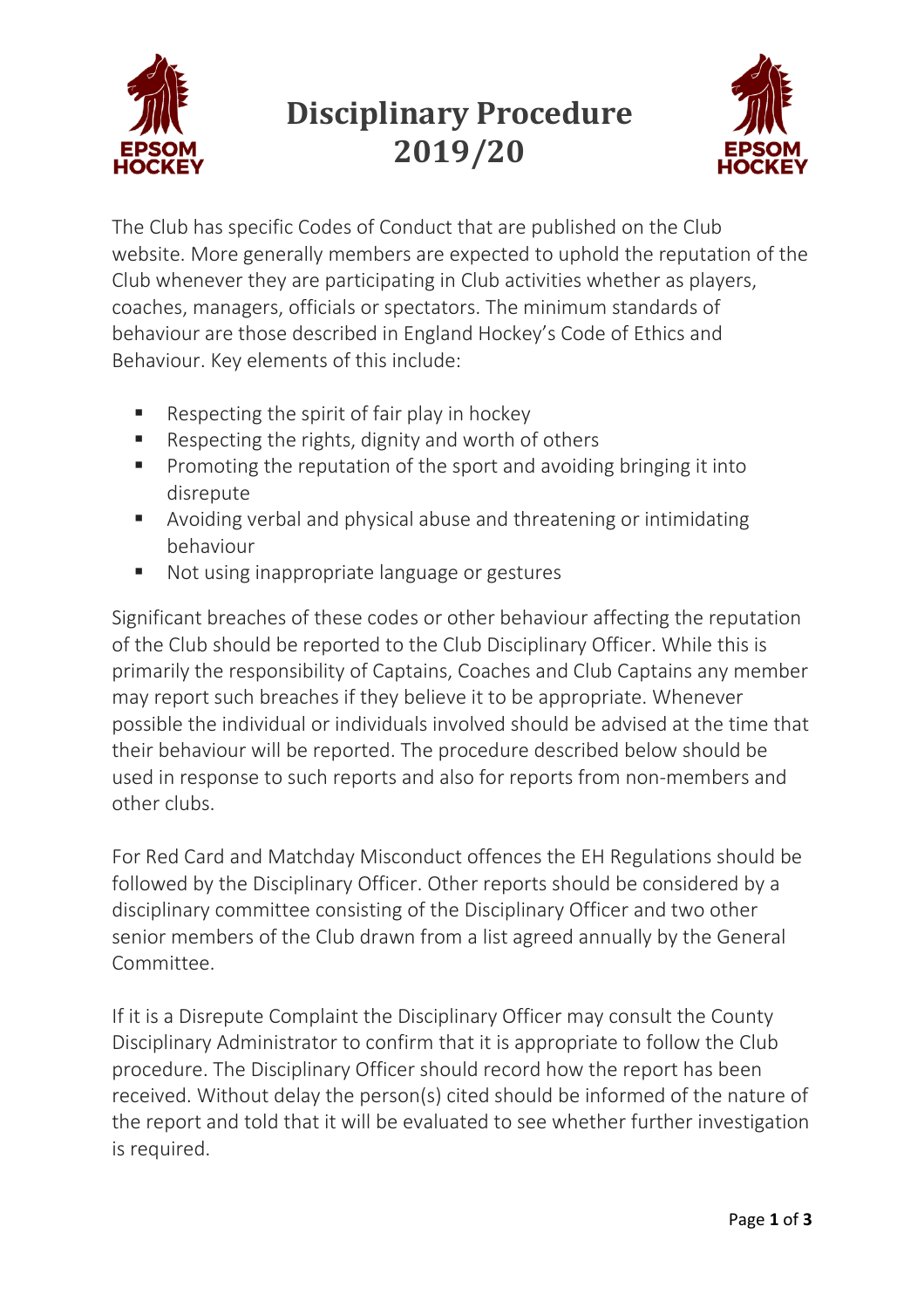# Disciplinary Procedure 2019/20

The Club has specific Codes of Conduct that are published on the Club website. More generally members are expected to uphold the reputation of the Club whenever they are participating in Club activities whether as players, coaches, managers, officials or spectators. The minimum standards of behaviour are those described in England Hockey's Code of Ethics and Behaviour. Key elements of this include:

- Respecting the spirit of fair play in hockey
- Respecting the rights, dignity and worth of others
- Promoting the reputation of the sport and avoiding bringing it into disrepute
- Avoiding verbal and physical abuse and threatening or intimidating behaviour
- Not using inappropriate language or gestures

Significant breaches of these codes or other behaviour affecting the reputation of the Club should be reported to the Club Disciplinary Officer. While this is primarily the responsibility of Captains, Coaches and Club Captains any member may report such breaches if they believe it to be appropriate. Whenever possible the individual or individuals involved should be advised at the time that their behaviour will be reported. The procedure described below should be used in response to such reports and also for reports from non-members and other clubs.

For Red Card and Matchday Misconduct offences the EH Regulations should be followed by the Disciplinary Officer. Other reports should be considered by a disciplinary committee consisting of the Disciplinary Officer and two other senior members of the Club drawn from a list agreed annually by the General Committee.

If it is a Disrepute Complaint the Disciplinary Officer may consult the County Disciplinary Administrator to confirm that it is appropriate to follow the Club procedure. The Disciplinary Officer should record how the report has been received. Without delay the person(s) cited should be informed of the nature of the report and told that it will be evaluated to see whether further investigation is required.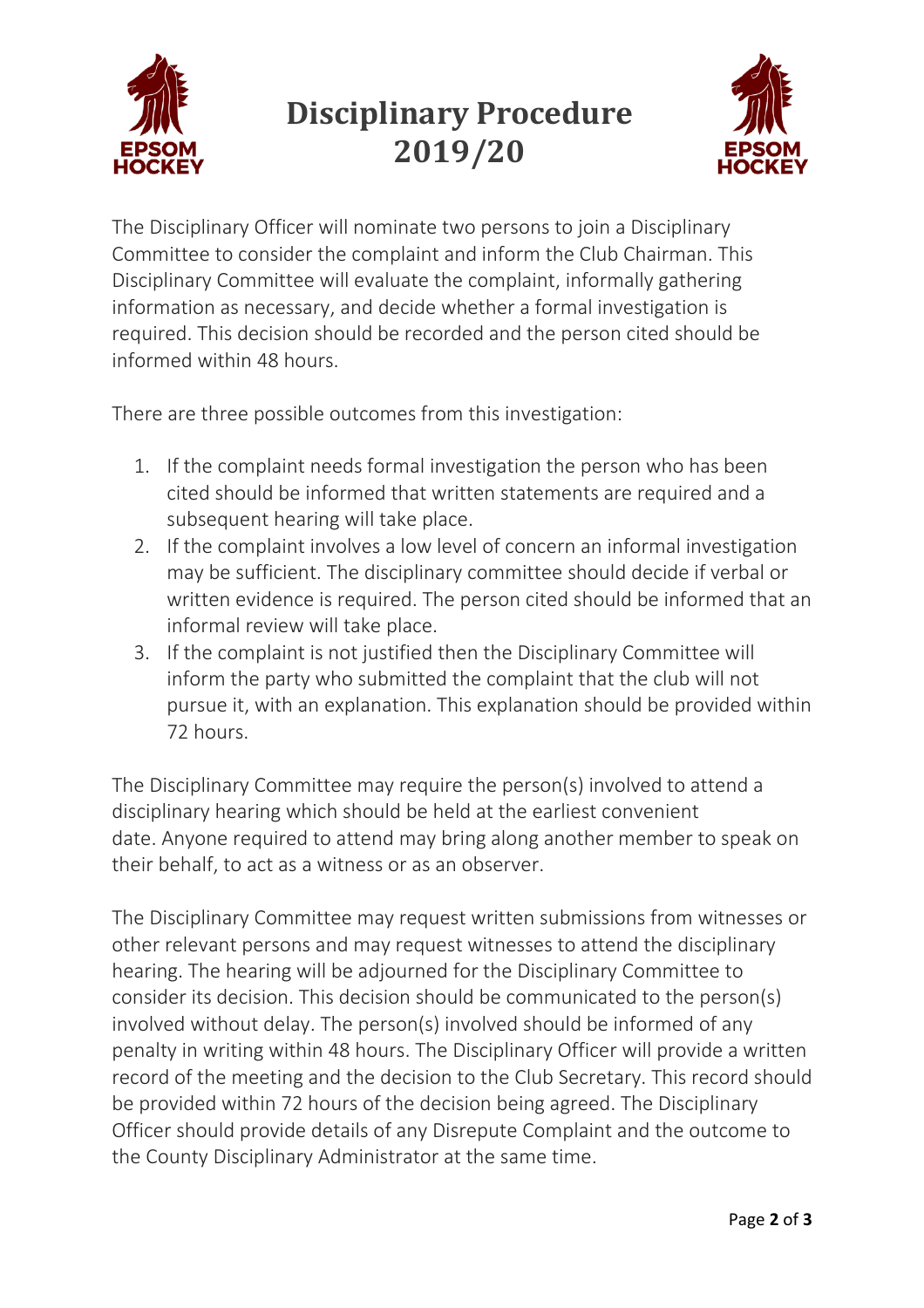# Disciplinary Procedure 2019/20

The Disciplinary Officer will nominate two persons to join a Disciplinary Committee to consider the complaint and inform the Club Chairman. This Disciplinary Committee will evaluate the complaint, informally gathering information as necessary, and decide whether a formal investigation is required. This decision should be recorded and the person cited should be informed within 48 hours.

There are three possible outcomes from this investigation:

1. If the complaint needs formal investigation the person who has been cited should be informed that written statements are required and a subsequent hearing will take place.
2. If the complaint involves a low level of concern an informal investigation may be sufficient. The disciplinary committee should decide if verbal or written evidence is required. The person cited should be informed that an informal review will take place.
3. If the complaint is not justified then the Disciplinary Committee will inform the party who submitted the complaint that the club will not pursue it, with an explanation. This explanation should be provided within 72 hours.

The Disciplinary Committee may require the person(s) involved to attend a disciplinary hearing which should be held at the earliest convenient date. Anyone required to attend may bring along another member to speak on their behalf, to act as a witness or as an observer.

The Disciplinary Committee may request written submissions from witnesses or other relevant persons and may request witnesses to attend the disciplinary hearing. The hearing will be adjourned for the Disciplinary Committee to consider its decision. This decision should be communicated to the person(s) involved without delay. The person(s) involved should be informed of any penalty in writing within 48 hours. The Disciplinary Officer will provide a written record of the meeting and the decision to the Club Secretary. This record should be provided within 72 hours of the decision being agreed. The Disciplinary Officer should provide details of any Disrepute Complaint and the outcome to the County Disciplinary Administrator at the same time.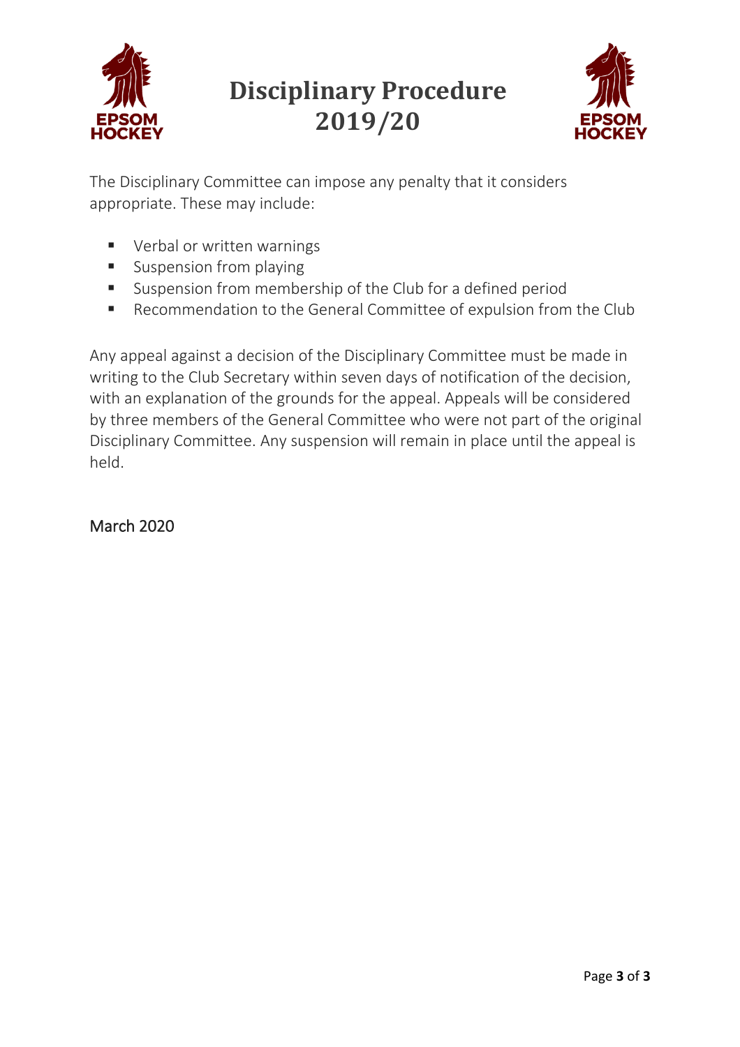# Disciplinary Procedure 2019/20

The Disciplinary Committee can impose any penalty that it considers appropriate. These may include:

- Verbal or written warnings
- Suspension from playing
- Suspension from membership of the Club for a defined period
- Recommendation to the General Committee of expulsion from the Club

Any appeal against a decision of the Disciplinary Committee must be made in writing to the Club Secretary within seven days of notification of the decision, with an explanation of the grounds for the appeal. Appeals will be considered by three members of the General Committee who were not part of the original Disciplinary Committee. Any suspension will remain in place until the appeal is held.

March 2020